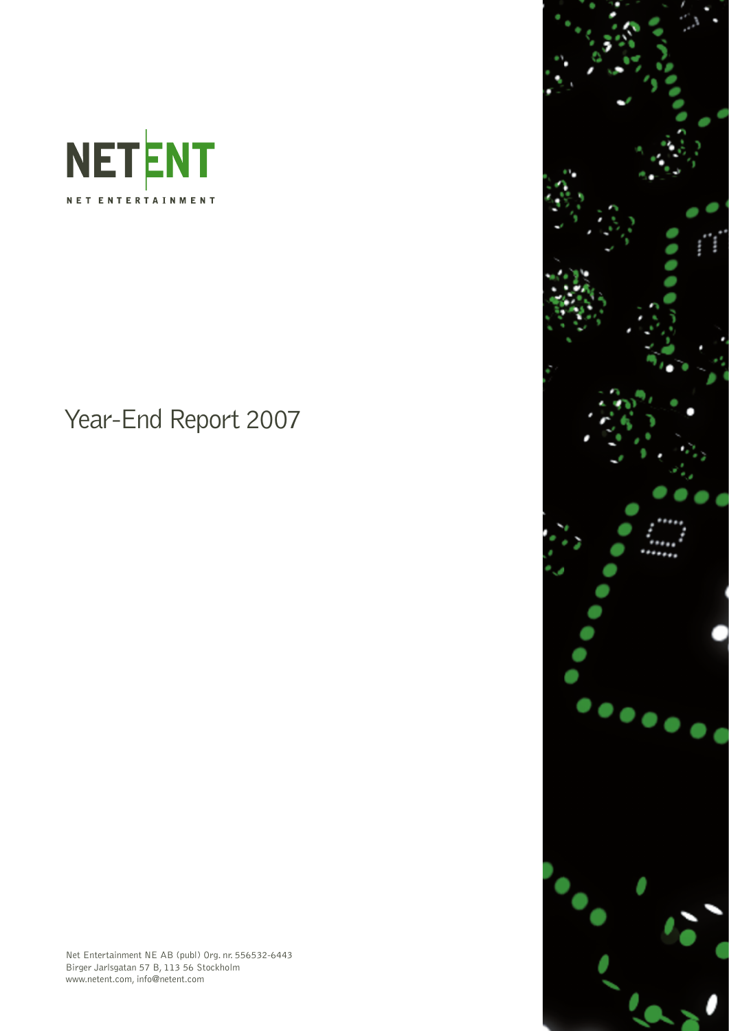NETENT

NET ENTERTAINMENT

# Year-End Report 2007

Net Entertainment NE AB (publ) Org. nr. 556532-6443
Birger Jarlsgatan 57 B, 113 56 Stockholm
www.netent.com, info@netent.com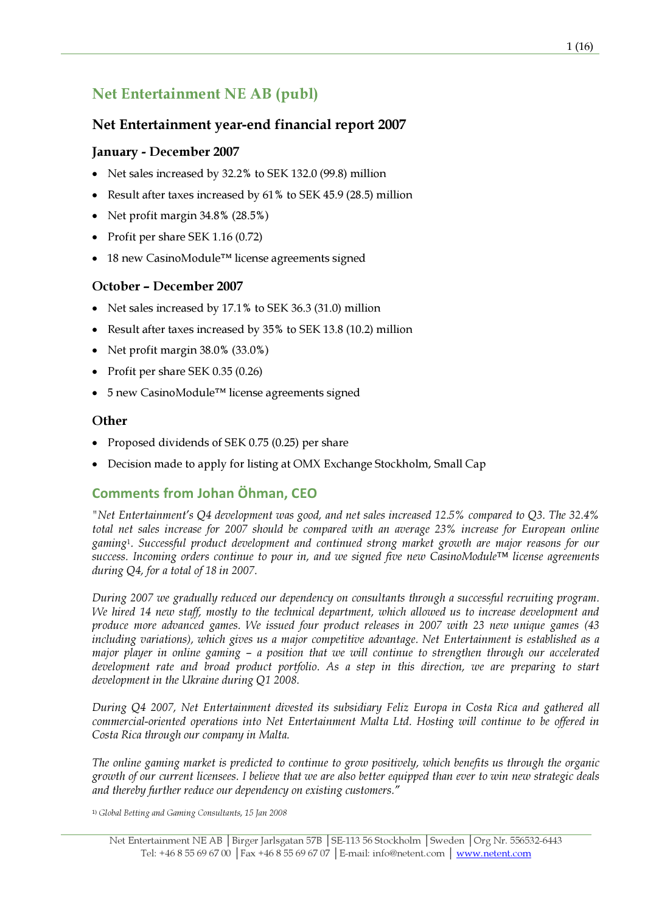# Net Entertainment NE AB (publ)

## Net Entertainment year-end financial report 2007

### January - December 2007

- Net sales increased by 32.2% to SEK 132.0 (99.8) million
- Result after taxes increased by 61% to SEK 45.9 (28.5) million
- Net profit margin 34.8% (28.5%)
- Profit per share SEK 1.16 (0.72)
- 18 new CasinoModule™ license agreements signed

### October – December 2007

- Net sales increased by 17.1% to SEK 36.3 (31.0) million
- Result after taxes increased by 35% to SEK 13.8 (10.2) million
- Net profit margin 38.0% (33.0%)
- Profit per share SEK 0.35 (0.26)
- 5 new CasinoModule™ license agreements signed

### Other

- Proposed dividends of SEK 0.75 (0.25) per share
- Decision made to apply for listing at OMX Exchange Stockholm, Small Cap

## Comments from Johan Öhman, CEO

*"Net Entertainment's Q4 development was good, and net sales increased 12.5% compared to Q3. The 32.4% total net sales increase for 2007 should be compared with an average 23% increase for European online gaming[1]. Successful product development and continued strong market growth are major reasons for our success. Incoming orders continue to pour in, and we signed five new CasinoModule™ license agreements during Q4, for a total of 18 in 2007.*

*During 2007 we gradually reduced our dependency on consultants through a successful recruiting program. We hired 14 new staff, mostly to the technical department, which allowed us to increase development and produce more advanced games. We issued four product releases in 2007 with 23 new unique games (43 including variations), which gives us a major competitive advantage. Net Entertainment is established as a major player in online gaming – a position that we will continue to strengthen through our accelerated development rate and broad product portfolio. As a step in this direction, we are preparing to start development in the Ukraine during Q1 2008.*

*During Q4 2007, Net Entertainment divested its subsidiary Feliz Europa in Costa Rica and gathered all commercial-oriented operations into Net Entertainment Malta Ltd. Hosting will continue to be offered in Costa Rica through our company in Malta.*

*The online gaming market is predicted to continue to grow positively, which benefits us through the organic growth of our current licensees. I believe that we are also better equipped than ever to win new strategic deals and thereby further reduce our dependency on existing customers."*

[1] *Global Betting and Gaming Consultants, 15 Jan 2008*

Net Entertainment NE AB | Birger Jarlsgatan 57B | SE-113 56 Stockholm | Sweden | Org Nr. 556532-6443
Tel: +46 8 55 69 67 00 | Fax +46 8 55 69 67 07 | E-mail: info@netent.com | www.netent.com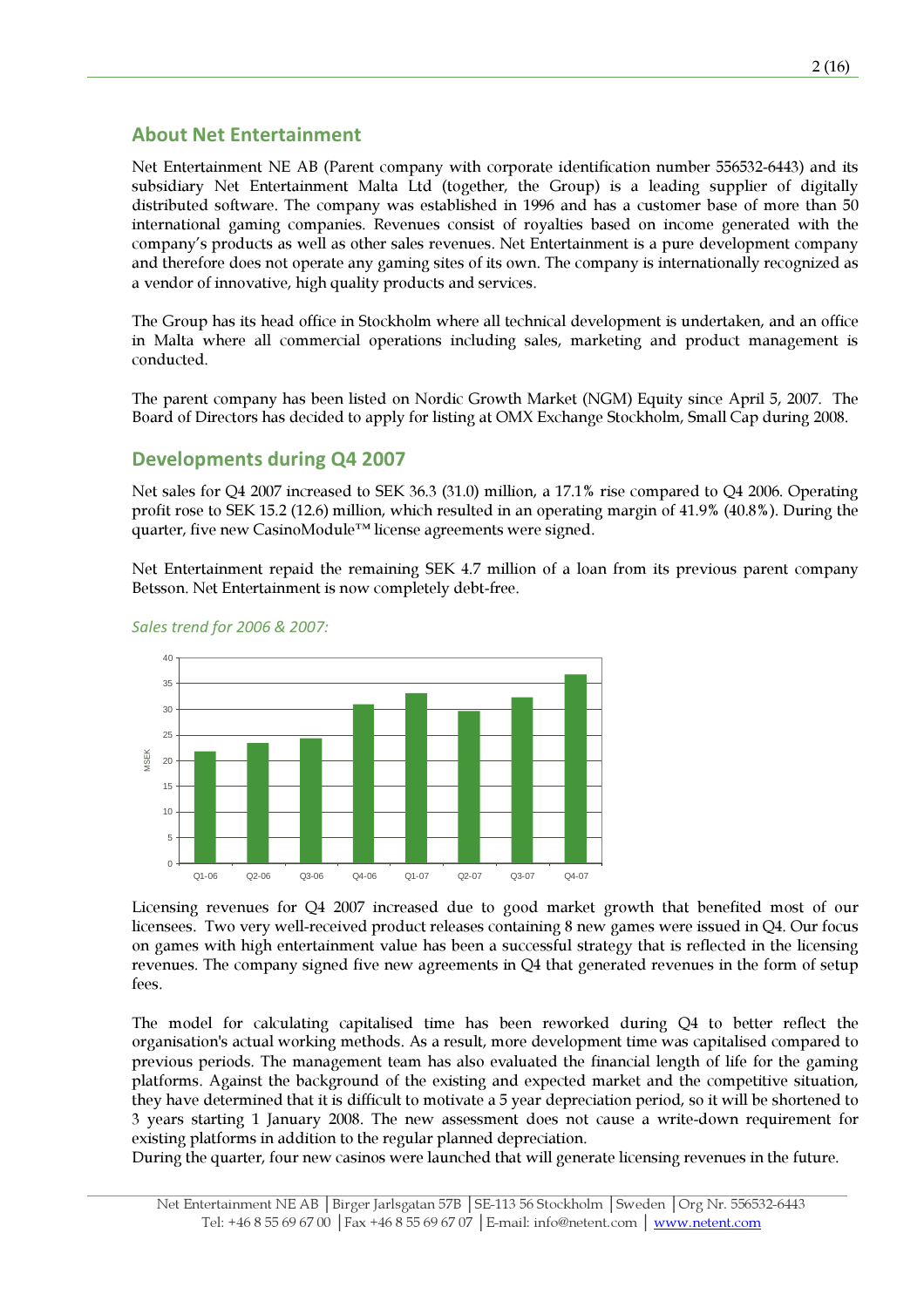## About Net Entertainment

Net Entertainment NE AB (Parent company with corporate identification number 556532-6443) and its subsidiary Net Entertainment Malta Ltd (together, the Group) is a leading supplier of digitally distributed software. The company was established in 1996 and has a customer base of more than 50 international gaming companies. Revenues consist of royalties based on income generated with the company's products as well as other sales revenues. Net Entertainment is a pure development company and therefore does not operate any gaming sites of its own. The company is internationally recognized as a vendor of innovative, high quality products and services.

The Group has its head office in Stockholm where all technical development is undertaken, and an office in Malta where all commercial operations including sales, marketing and product management is conducted.

The parent company has been listed on Nordic Growth Market (NGM) Equity since April 5, 2007. The Board of Directors has decided to apply for listing at OMX Exchange Stockholm, Small Cap during 2008.

## Developments during Q4 2007

Net sales for Q4 2007 increased to SEK 36.3 (31.0) million, a 17.1% rise compared to Q4 2006. Operating profit rose to SEK 15.2 (12.6) million, which resulted in an operating margin of 41.9% (40.8%). During the quarter, five new CasinoModule™ license agreements were signed.

Net Entertainment repaid the remaining SEK 4.7 million of a loan from its previous parent company Betsson. Net Entertainment is now completely debt-free.

*Sales trend for 2006 & 2007:*

Licensing revenues for Q4 2007 increased due to good market growth that benefited most of our licensees. Two very well-received product releases containing 8 new games were issued in Q4. Our focus on games with high entertainment value has been a successful strategy that is reflected in the licensing revenues. The company signed five new agreements in Q4 that generated revenues in the form of setup fees.

The model for calculating capitalised time has been reworked during Q4 to better reflect the organisation's actual working methods. As a result, more development time was capitalised compared to previous periods. The management team has also evaluated the financial length of life for the gaming platforms. Against the background of the existing and expected market and the competitive situation, they have determined that it is difficult to motivate a 5 year depreciation period, so it will be shortened to 3 years starting 1 January 2008. The new assessment does not cause a write-down requirement for existing platforms in addition to the regular planned depreciation.

During the quarter, four new casinos were launched that will generate licensing revenues in the future.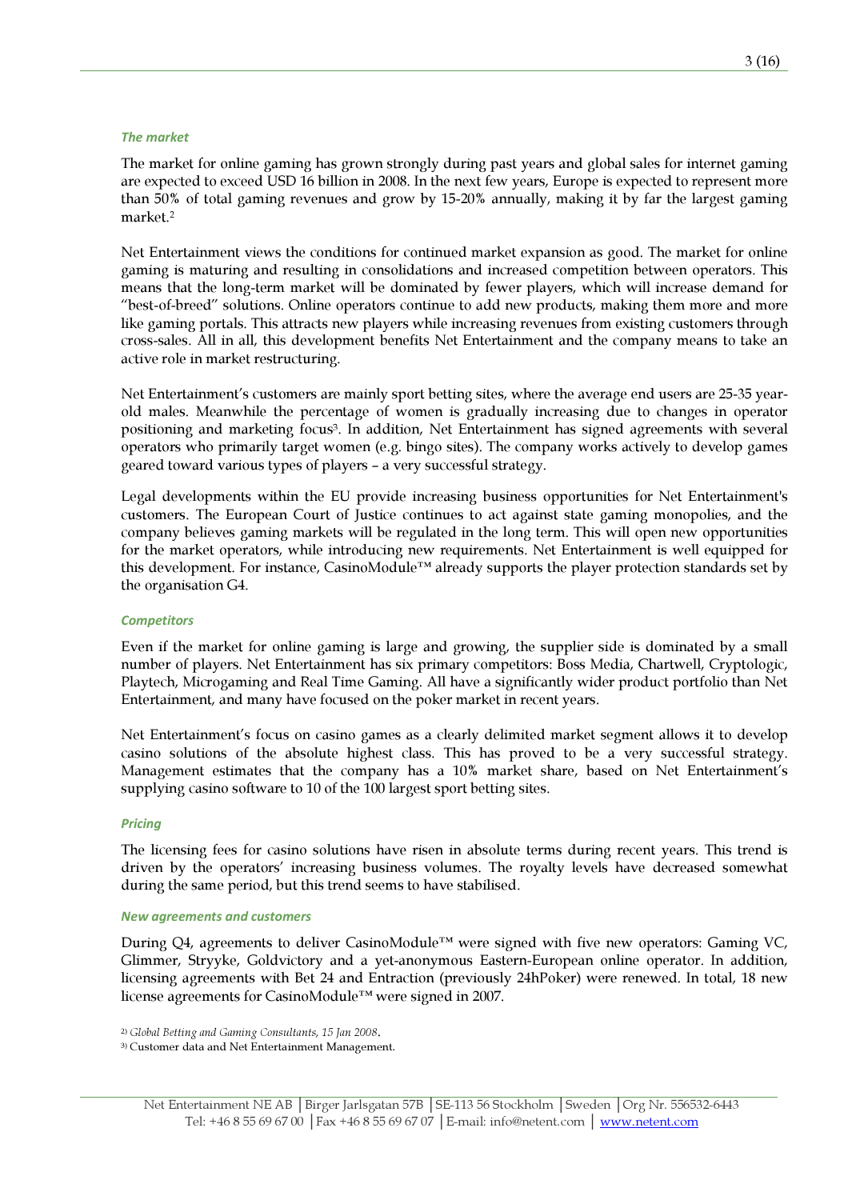### *The market*

The market for online gaming has grown strongly during past years and global sales for internet gaming are expected to exceed USD 16 billion in 2008. In the next few years, Europe is expected to represent more than 50% of total gaming revenues and grow by 15-20% annually, making it by far the largest gaming market.[2]

Net Entertainment views the conditions for continued market expansion as good. The market for online gaming is maturing and resulting in consolidations and increased competition between operators. This means that the long-term market will be dominated by fewer players, which will increase demand for "best-of-breed" solutions. Online operators continue to add new products, making them more and more like gaming portals. This attracts new players while increasing revenues from existing customers through cross-sales. All in all, this development benefits Net Entertainment and the company means to take an active role in market restructuring.

Net Entertainment's customers are mainly sport betting sites, where the average end users are 25-35 year-old males. Meanwhile the percentage of women is gradually increasing due to changes in operator positioning and marketing focus[3]. In addition, Net Entertainment has signed agreements with several operators who primarily target women (e.g. bingo sites). The company works actively to develop games geared toward various types of players – a very successful strategy.

Legal developments within the EU provide increasing business opportunities for Net Entertainment's customers. The European Court of Justice continues to act against state gaming monopolies, and the company believes gaming markets will be regulated in the long term. This will open new opportunities for the market operators, while introducing new requirements. Net Entertainment is well equipped for this development. For instance, CasinoModule™ already supports the player protection standards set by the organisation G4.

### *Competitors*

Even if the market for online gaming is large and growing, the supplier side is dominated by a small number of players. Net Entertainment has six primary competitors: Boss Media, Chartwell, Cryptologic, Playtech, Microgaming and Real Time Gaming. All have a significantly wider product portfolio than Net Entertainment, and many have focused on the poker market in recent years.

Net Entertainment's focus on casino games as a clearly delimited market segment allows it to develop casino solutions of the absolute highest class. This has proved to be a very successful strategy. Management estimates that the company has a 10% market share, based on Net Entertainment's supplying casino software to 10 of the 100 largest sport betting sites.

### *Pricing*

The licensing fees for casino solutions have risen in absolute terms during recent years. This trend is driven by the operators' increasing business volumes. The royalty levels have decreased somewhat during the same period, but this trend seems to have stabilised.

### *New agreements and customers*

During Q4, agreements to deliver CasinoModule™ were signed with five new operators: Gaming VC, Glimmer, Stryyke, Goldvictory and a yet-anonymous Eastern-European online operator. In addition, licensing agreements with Bet 24 and Entraction (previously 24hPoker) were renewed. In total, 18 new license agreements for CasinoModule™ were signed in 2007.

[2] *Global Betting and Gaming Consultants, 15 Jan 2008*.
[3] Customer data and Net Entertainment Management.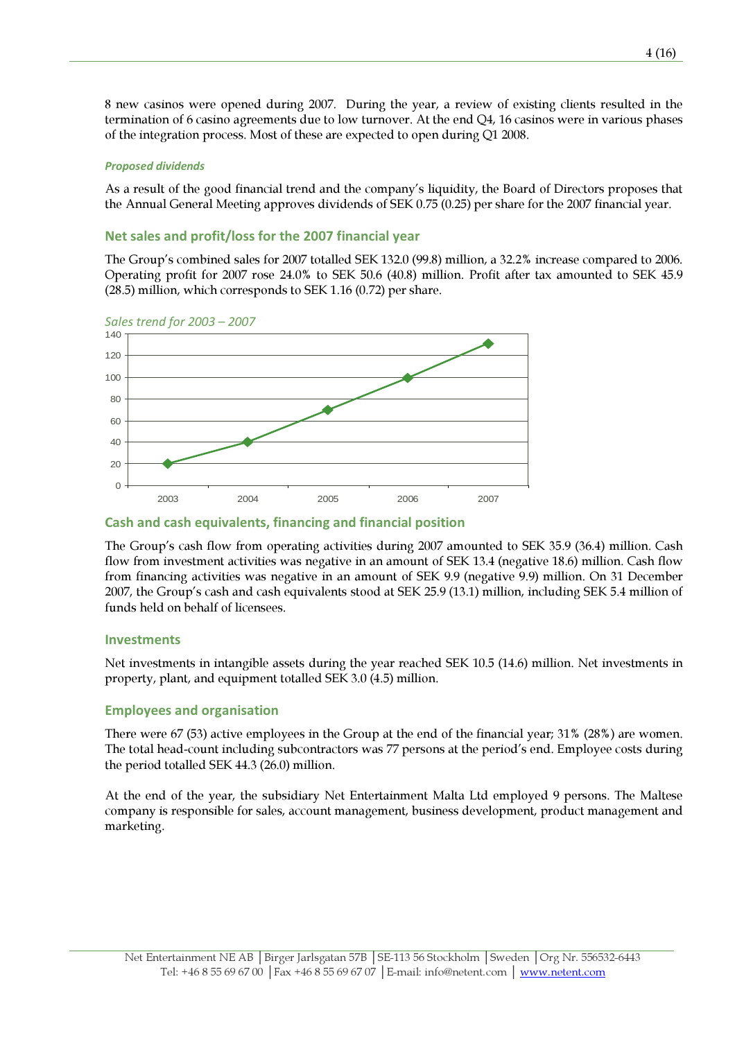8 new casinos were opened during 2007. During the year, a review of existing clients resulted in the termination of 6 casino agreements due to low turnover. At the end Q4, 16 casinos were in various phases of the integration process. Most of these are expected to open during Q1 2008.

#### *Proposed dividends*

As a result of the good financial trend and the company's liquidity, the Board of Directors proposes that the Annual General Meeting approves dividends of SEK 0.75 (0.25) per share for the 2007 financial year.

### Net sales and profit/loss for the 2007 financial year

The Group's combined sales for 2007 totalled SEK 132.0 (99.8) million, a 32.2% increase compared to 2006. Operating profit for 2007 rose 24.0% to SEK 50.6 (40.8) million. Profit after tax amounted to SEK 45.9 (28.5) million, which corresponds to SEK 1.16 (0.72) per share.

*Sales trend for 2003 – 2007*

### Cash and cash equivalents, financing and financial position

The Group's cash flow from operating activities during 2007 amounted to SEK 35.9 (36.4) million. Cash flow from investment activities was negative in an amount of SEK 13.4 (negative 18.6) million. Cash flow from financing activities was negative in an amount of SEK 9.9 (negative 9.9) million. On 31 December 2007, the Group's cash and cash equivalents stood at SEK 25.9 (13.1) million, including SEK 5.4 million of funds held on behalf of licensees.

### Investments

Net investments in intangible assets during the year reached SEK 10.5 (14.6) million. Net investments in property, plant, and equipment totalled SEK 3.0 (4.5) million.

### Employees and organisation

There were 67 (53) active employees in the Group at the end of the financial year; 31% (28%) are women. The total head-count including subcontractors was 77 persons at the period's end. Employee costs during the period totalled SEK 44.3 (26.0) million.

At the end of the year, the subsidiary Net Entertainment Malta Ltd employed 9 persons. The Maltese company is responsible for sales, account management, business development, product management and marketing.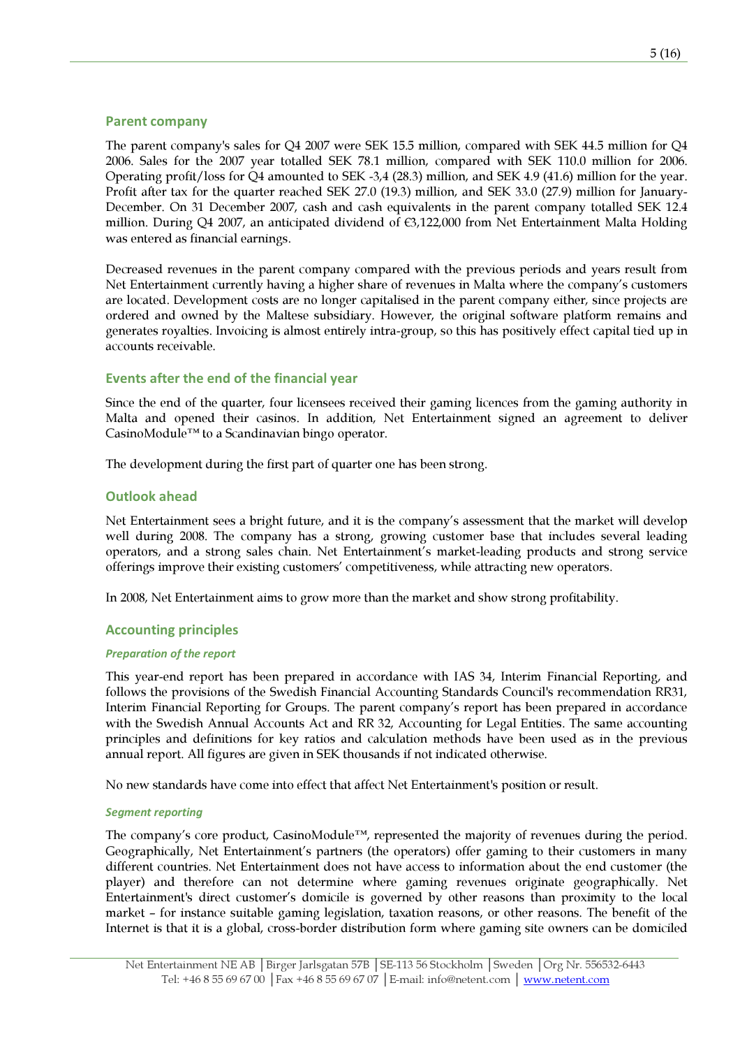## Parent company

The parent company's sales for Q4 2007 were SEK 15.5 million, compared with SEK 44.5 million for Q4 2006. Sales for the 2007 year totalled SEK 78.1 million, compared with SEK 110.0 million for 2006. Operating profit/loss for Q4 amounted to SEK -3,4 (28.3) million, and SEK 4.9 (41.6) million for the year. Profit after tax for the quarter reached SEK 27.0 (19.3) million, and SEK 33.0 (27.9) million for January-December. On 31 December 2007, cash and cash equivalents in the parent company totalled SEK 12.4 million. During Q4 2007, an anticipated dividend of €3,122,000 from Net Entertainment Malta Holding was entered as financial earnings.

Decreased revenues in the parent company compared with the previous periods and years result from Net Entertainment currently having a higher share of revenues in Malta where the company's customers are located. Development costs are no longer capitalised in the parent company either, since projects are ordered and owned by the Maltese subsidiary. However, the original software platform remains and generates royalties. Invoicing is almost entirely intra-group, so this has positively effect capital tied up in accounts receivable.

## Events after the end of the financial year

Since the end of the quarter, four licensees received their gaming licences from the gaming authority in Malta and opened their casinos. In addition, Net Entertainment signed an agreement to deliver CasinoModule™ to a Scandinavian bingo operator.

The development during the first part of quarter one has been strong.

## Outlook ahead

Net Entertainment sees a bright future, and it is the company's assessment that the market will develop well during 2008. The company has a strong, growing customer base that includes several leading operators, and a strong sales chain. Net Entertainment's market-leading products and strong service offerings improve their existing customers' competitiveness, while attracting new operators.

In 2008, Net Entertainment aims to grow more than the market and show strong profitability.

## Accounting principles

### *Preparation of the report*

This year-end report has been prepared in accordance with IAS 34, Interim Financial Reporting, and follows the provisions of the Swedish Financial Accounting Standards Council's recommendation RR31, Interim Financial Reporting for Groups. The parent company's report has been prepared in accordance with the Swedish Annual Accounts Act and RR 32, Accounting for Legal Entities. The same accounting principles and definitions for key ratios and calculation methods have been used as in the previous annual report. All figures are given in SEK thousands if not indicated otherwise.

No new standards have come into effect that affect Net Entertainment's position or result.

### *Segment reporting*

The company's core product, CasinoModule™, represented the majority of revenues during the period. Geographically, Net Entertainment's partners (the operators) offer gaming to their customers in many different countries. Net Entertainment does not have access to information about the end customer (the player) and therefore can not determine where gaming revenues originate geographically. Net Entertainment's direct customer's domicile is governed by other reasons than proximity to the local market – for instance suitable gaming legislation, taxation reasons, or other reasons. The benefit of the Internet is that it is a global, cross-border distribution form where gaming site owners can be domiciled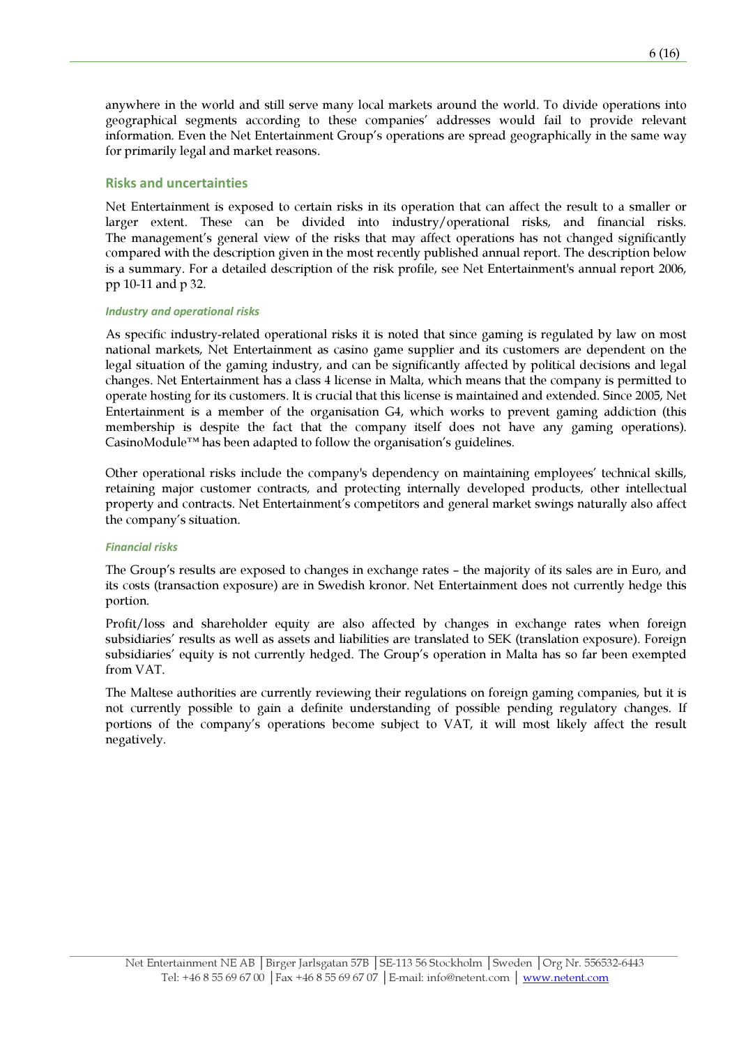anywhere in the world and still serve many local markets around the world. To divide operations into geographical segments according to these companies' addresses would fail to provide relevant information. Even the Net Entertainment Group's operations are spread geographically in the same way for primarily legal and market reasons.

## Risks and uncertainties

Net Entertainment is exposed to certain risks in its operation that can affect the result to a smaller or larger extent. These can be divided into industry/operational risks, and financial risks. The management's general view of the risks that may affect operations has not changed significantly compared with the description given in the most recently published annual report. The description below is a summary. For a detailed description of the risk profile, see Net Entertainment's annual report 2006, pp 10-11 and p 32.

### *Industry and operational risks*

As specific industry-related operational risks it is noted that since gaming is regulated by law on most national markets, Net Entertainment as casino game supplier and its customers are dependent on the legal situation of the gaming industry, and can be significantly affected by political decisions and legal changes. Net Entertainment has a class 4 license in Malta, which means that the company is permitted to operate hosting for its customers. It is crucial that this license is maintained and extended. Since 2005, Net Entertainment is a member of the organisation G4, which works to prevent gaming addiction (this membership is despite the fact that the company itself does not have any gaming operations). CasinoModule™ has been adapted to follow the organisation's guidelines.

Other operational risks include the company's dependency on maintaining employees' technical skills, retaining major customer contracts, and protecting internally developed products, other intellectual property and contracts. Net Entertainment's competitors and general market swings naturally also affect the company's situation.

### *Financial risks*

The Group's results are exposed to changes in exchange rates – the majority of its sales are in Euro, and its costs (transaction exposure) are in Swedish kronor. Net Entertainment does not currently hedge this portion.

Profit/loss and shareholder equity are also affected by changes in exchange rates when foreign subsidiaries' results as well as assets and liabilities are translated to SEK (translation exposure). Foreign subsidiaries' equity is not currently hedged. The Group's operation in Malta has so far been exempted from VAT.

The Maltese authorities are currently reviewing their regulations on foreign gaming companies, but it is not currently possible to gain a definite understanding of possible pending regulatory changes. If portions of the company's operations become subject to VAT, it will most likely affect the result negatively.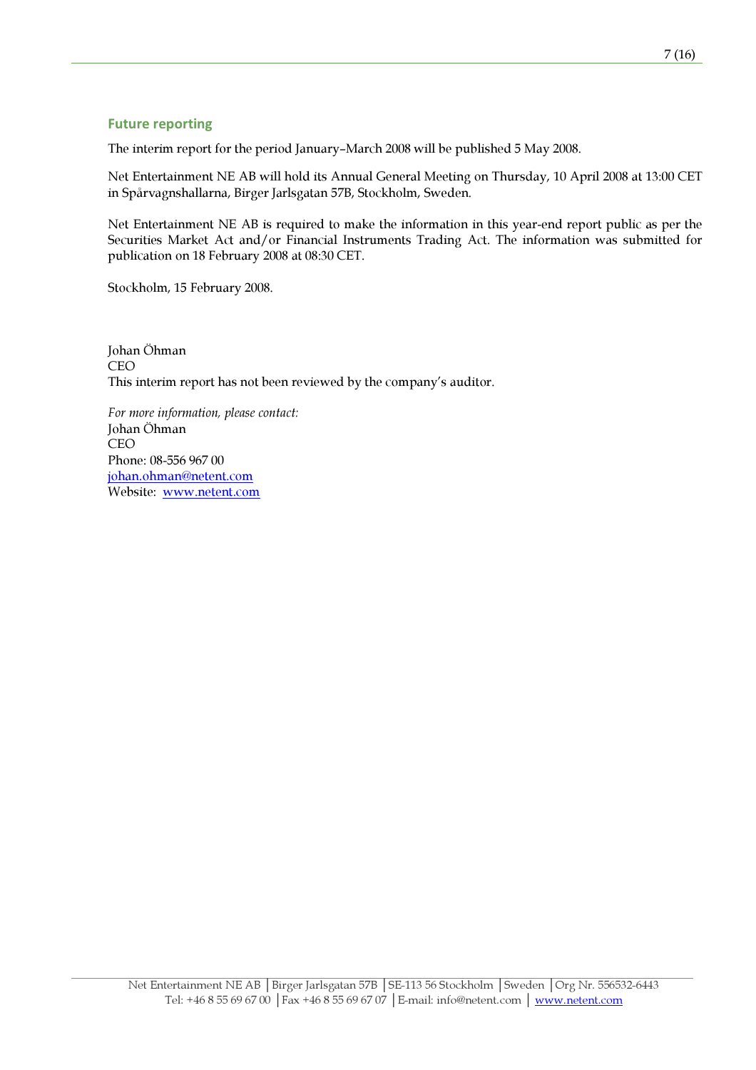## Future reporting

The interim report for the period January–March 2008 will be published 5 May 2008.

Net Entertainment NE AB will hold its Annual General Meeting on Thursday, 10 April 2008 at 13:00 CET in Spårvagnshallarna, Birger Jarlsgatan 57B, Stockholm, Sweden.

Net Entertainment NE AB is required to make the information in this year-end report public as per the Securities Market Act and/or Financial Instruments Trading Act. The information was submitted for publication on 18 February 2008 at 08:30 CET.

Stockholm, 15 February 2008.

Johan Öhman
CEO
This interim report has not been reviewed by the company's auditor.

*For more information, please contact:*
Johan Öhman
CEO
Phone: 08-556 967 00
johan.ohman@netent.com
Website: www.netent.com

Net Entertainment NE AB | Birger Jarlsgatan 57B | SE-113 56 Stockholm | Sweden | Org Nr. 556532-6443
Tel: +46 8 55 69 67 00 | Fax +46 8 55 69 67 07 | E-mail: info@netent.com | www.netent.com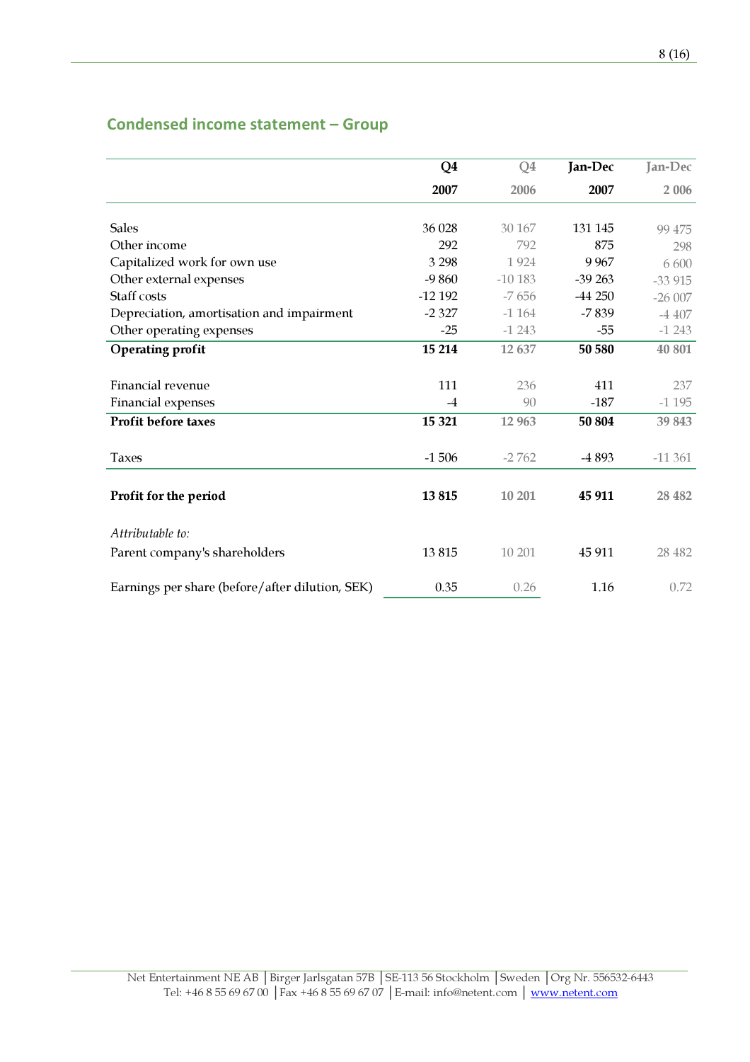## Condensed income statement – Group

| | Q4 2007 | Q4 2006 | Jan-Dec 2007 | Jan-Dec 2 006 |
|---|---|---|---|---|
| Sales | 36 028 | 30 167 | 131 145 | 99 475 |
| Other income | 292 | 792 | 875 | 298 |
| Capitalized work for own use | 3 298 | 1 924 | 9 967 | 6 600 |
| Other external expenses | -9 860 | -10 183 | -39 263 | -33 915 |
| Staff costs | -12 192 | -7 656 | -44 250 | -26 007 |
| Depreciation, amortisation and impairment | -2 327 | -1 164 | -7 839 | -4 407 |
| Other operating expenses | -25 | -1 243 | -55 | -1 243 |
| **Operating profit** | **15 214** | **12 637** | **50 580** | **40 801** |
| Financial revenue | 111 | 236 | 411 | 237 |
| Financial expenses | -4 | 90 | -187 | -1 195 |
| **Profit before taxes** | **15 321** | **12 963** | **50 804** | **39 843** |
| Taxes | -1 506 | -2 762 | -4 893 | -11 361 |
| **Profit for the period** | **13 815** | **10 201** | **45 911** | **28 482** |
| *Attributable to:* | | | | |
| Parent company's shareholders | 13 815 | 10 201 | 45 911 | 28 482 |
| Earnings per share (before/after dilution, SEK) | 0.35 | 0.26 | 1.16 | 0.72 |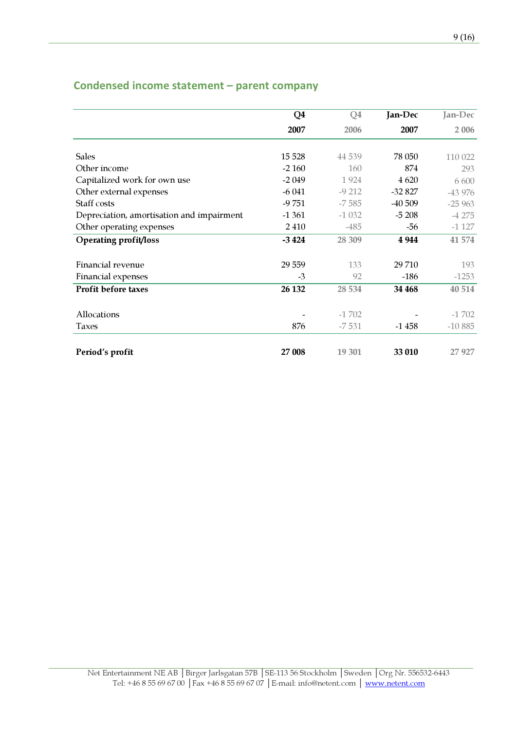## Condensed income statement – parent company

| | Q4 2007 | Q4 2006 | Jan-Dec 2007 | Jan-Dec 2 006 |
|---|---|---|---|---|
| Sales | 15 528 | 44 539 | 78 050 | 110 022 |
| Other income | -2 160 | 160 | 874 | 293 |
| Capitalized work for own use | -2 049 | 1 924 | 4 620 | 6 600 |
| Other external expenses | -6 041 | -9 212 | -32 827 | -43 976 |
| Staff costs | -9 751 | -7 585 | -40 509 | -25 963 |
| Depreciation, amortisation and impairment | -1 361 | -1 032 | -5 208 | -4 275 |
| Other operating expenses | 2 410 | -485 | -56 | -1 127 |
| **Operating profit/loss** | **-3 424** | **28 309** | **4 944** | **41 574** |
| | | | | |
| Financial revenue | 29 559 | 133 | 29 710 | 193 |
| Financial expenses | -3 | 92 | -186 | -1253 |
| **Profit before taxes** | **26 132** | **28 534** | **34 468** | **40 514** |
| | | | | |
| Allocations | - | -1 702 | - | -1 702 |
| Taxes | 876 | -7 531 | -1 458 | -10 885 |
| | | | | |
| **Period's profit** | **27 008** | **19 301** | **33 010** | **27 927** |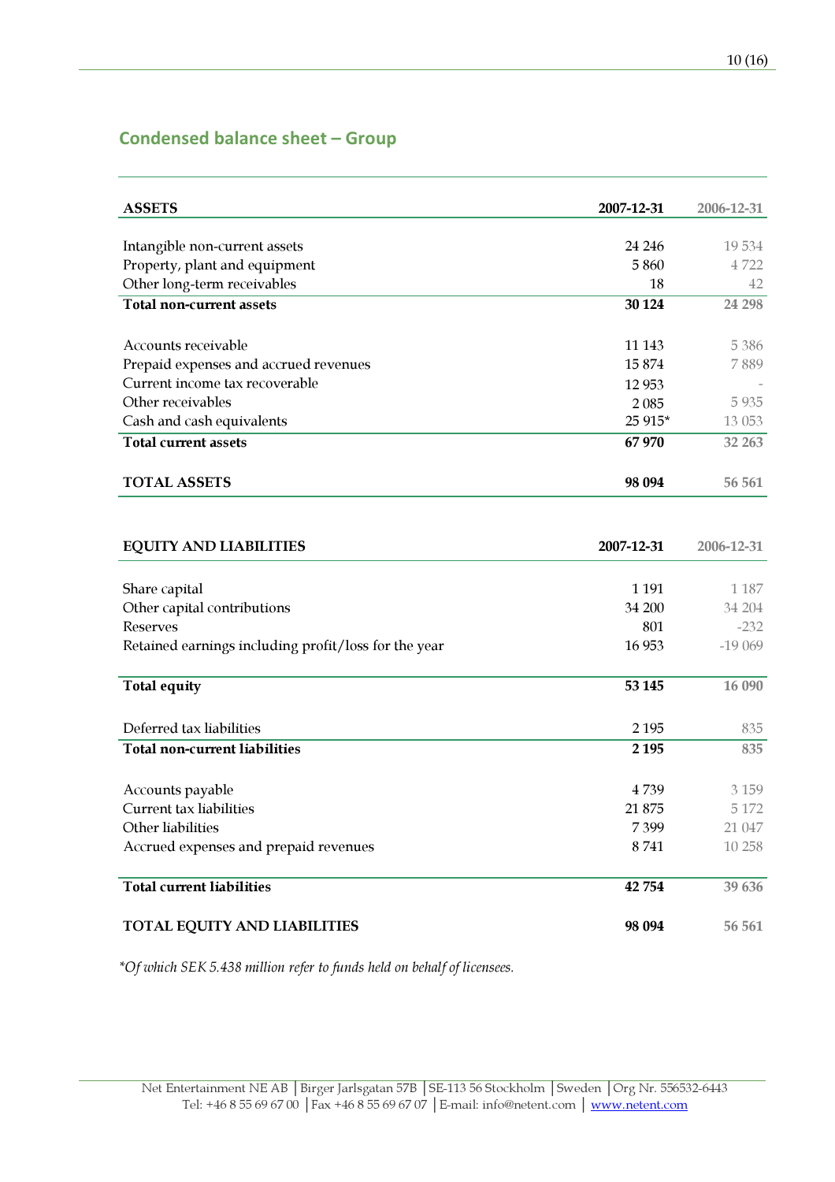## Condensed balance sheet – Group

| ASSETS | 2007-12-31 | 2006-12-31 |
|---|---|---|
| Intangible non-current assets | 24 246 | 19 534 |
| Property, plant and equipment | 5 860 | 4 722 |
| Other long-term receivables | 18 | 42 |
| **Total non-current assets** | **30 124** | **24 298** |
| Accounts receivable | 11 143 | 5 386 |
| Prepaid expenses and accrued revenues | 15 874 | 7 889 |
| Current income tax recoverable | 12 953 | - |
| Other receivables | 2 085 | 5 935 |
| Cash and cash equivalents | 25 915* | 13 053 |
| **Total current assets** | **67 970** | **32 263** |
| **TOTAL ASSETS** | **98 094** | **56 561** |

| EQUITY AND LIABILITIES | 2007-12-31 | 2006-12-31 |
|---|---|---|
| Share capital | 1 191 | 1 187 |
| Other capital contributions | 34 200 | 34 204 |
| Reserves | 801 | -232 |
| Retained earnings including profit/loss for the year | 16 953 | -19 069 |
| **Total equity** | **53 145** | **16 090** |
| Deferred tax liabilities | 2 195 | 835 |
| **Total non-current liabilities** | **2 195** | **835** |
| Accounts payable | 4 739 | 3 159 |
| Current tax liabilities | 21 875 | 5 172 |
| Other liabilities | 7 399 | 21 047 |
| Accrued expenses and prepaid revenues | 8 741 | 10 258 |
| **Total current liabilities** | **42 754** | **39 636** |
| **TOTAL EQUITY AND LIABILITIES** | **98 094** | **56 561** |

*\*Of which SEK 5.438 million refer to funds held on behalf of licensees.*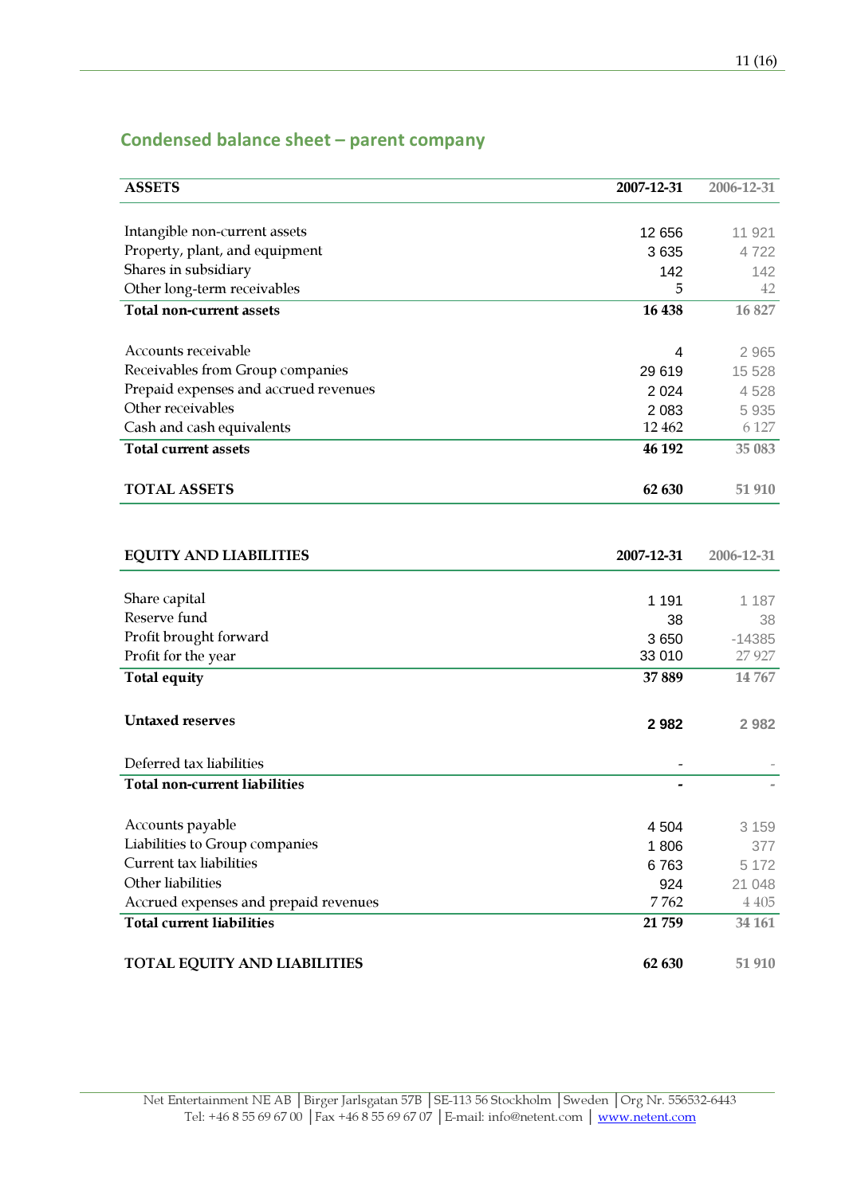## Condensed balance sheet – parent company

| ASSETS | 2007-12-31 | 2006-12-31 |
|---|---|---|
| Intangible non-current assets | 12 656 | 11 921 |
| Property, plant, and equipment | 3 635 | 4 722 |
| Shares in subsidiary | 142 | 142 |
| Other long-term receivables | 5 | 42 |
| **Total non-current assets** | **16 438** | **16 827** |
| Accounts receivable | 4 | 2 965 |
| Receivables from Group companies | 29 619 | 15 528 |
| Prepaid expenses and accrued revenues | 2 024 | 4 528 |
| Other receivables | 2 083 | 5 935 |
| Cash and cash equivalents | 12 462 | 6 127 |
| **Total current assets** | **46 192** | **35 083** |
| **TOTAL ASSETS** | **62 630** | **51 910** |

| EQUITY AND LIABILITIES | 2007-12-31 | 2006-12-31 |
|---|---|---|
| Share capital | 1 191 | 1 187 |
| Reserve fund | 38 | 38 |
| Profit brought forward | 3 650 | -14385 |
| Profit for the year | 33 010 | 27 927 |
| **Total equity** | **37 889** | **14 767** |
| **Untaxed reserves** | **2 982** | **2 982** |
| Deferred tax liabilities | - | - |
| **Total non-current liabilities** | **-** | **-** |
| Accounts payable | 4 504 | 3 159 |
| Liabilities to Group companies | 1 806 | 377 |
| Current tax liabilities | 6 763 | 5 172 |
| Other liabilities | 924 | 21 048 |
| Accrued expenses and prepaid revenues | 7 762 | 4 405 |
| **Total current liabilities** | **21 759** | **34 161** |
| **TOTAL EQUITY AND LIABILITIES** | **62 630** | **51 910** |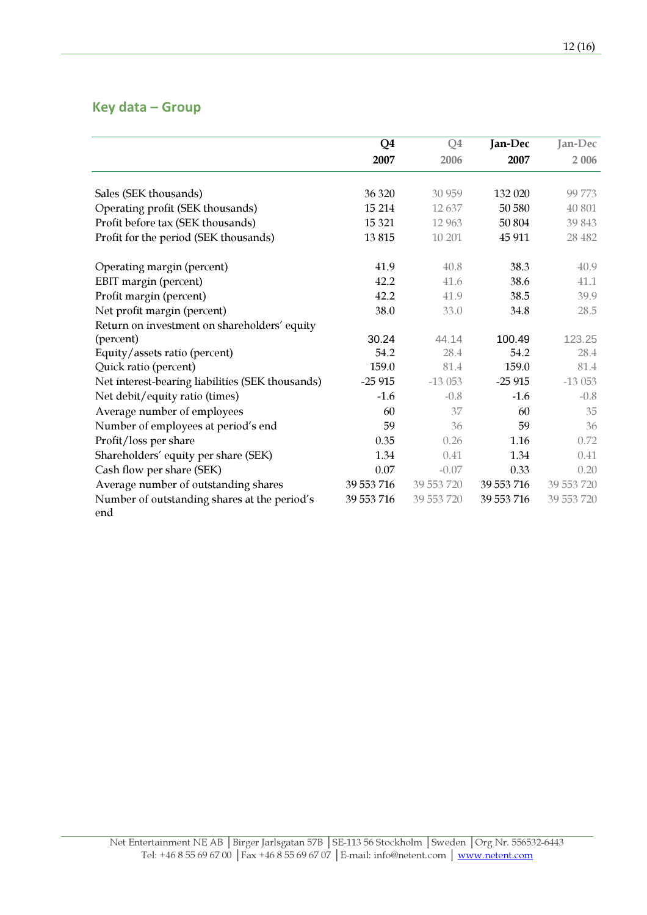## Key data – Group

| | Q4 2007 | Q4 2006 | Jan-Dec 2007 | Jan-Dec 2 006 |
|---|---|---|---|---|
| Sales (SEK thousands) | 36 320 | 30 959 | 132 020 | 99 773 |
| Operating profit (SEK thousands) | 15 214 | 12 637 | 50 580 | 40 801 |
| Profit before tax (SEK thousands) | 15 321 | 12 963 | 50 804 | 39 843 |
| Profit for the period (SEK thousands) | 13 815 | 10 201 | 45 911 | 28 482 |
| | | | | |
| Operating margin (percent) | 41.9 | 40.8 | 38.3 | 40.9 |
| EBIT margin (percent) | 42.2 | 41.6 | 38.6 | 41.1 |
| Profit margin (percent) | 42.2 | 41.9 | 38.5 | 39.9 |
| Net profit margin (percent) | 38.0 | 33.0 | 34.8 | 28.5 |
| Return on investment on shareholders' equity (percent) | 30.24 | 44.14 | 100.49 | 123.25 |
| Equity/assets ratio (percent) | 54.2 | 28.4 | 54.2 | 28.4 |
| Quick ratio (percent) | 159.0 | 81.4 | 159.0 | 81.4 |
| Net interest-bearing liabilities (SEK thousands) | -25 915 | -13 053 | -25 915 | -13 053 |
| Net debit/equity ratio (times) | -1.6 | -0.8 | -1.6 | -0.8 |
| Average number of employees | 60 | 37 | 60 | 35 |
| Number of employees at period's end | 59 | 36 | 59 | 36 |
| Profit/loss per share | 0.35 | 0.26 | 1.16 | 0.72 |
| Shareholders' equity per share (SEK) | 1.34 | 0.41 | 1.34 | 0.41 |
| Cash flow per share (SEK) | 0.07 | -0.07 | 0.33 | 0.20 |
| Average number of outstanding shares | 39 553 716 | 39 553 720 | 39 553 716 | 39 553 720 |
| Number of outstanding shares at the period's end | 39 553 716 | 39 553 720 | 39 553 716 | 39 553 720 |

Net Entertainment NE AB | Birger Jarlsgatan 57B | SE-113 56 Stockholm | Sweden | Org Nr. 556532-6443
Tel: +46 8 55 69 67 00 | Fax +46 8 55 69 67 07 | E-mail: info@netent.com | www.netent.com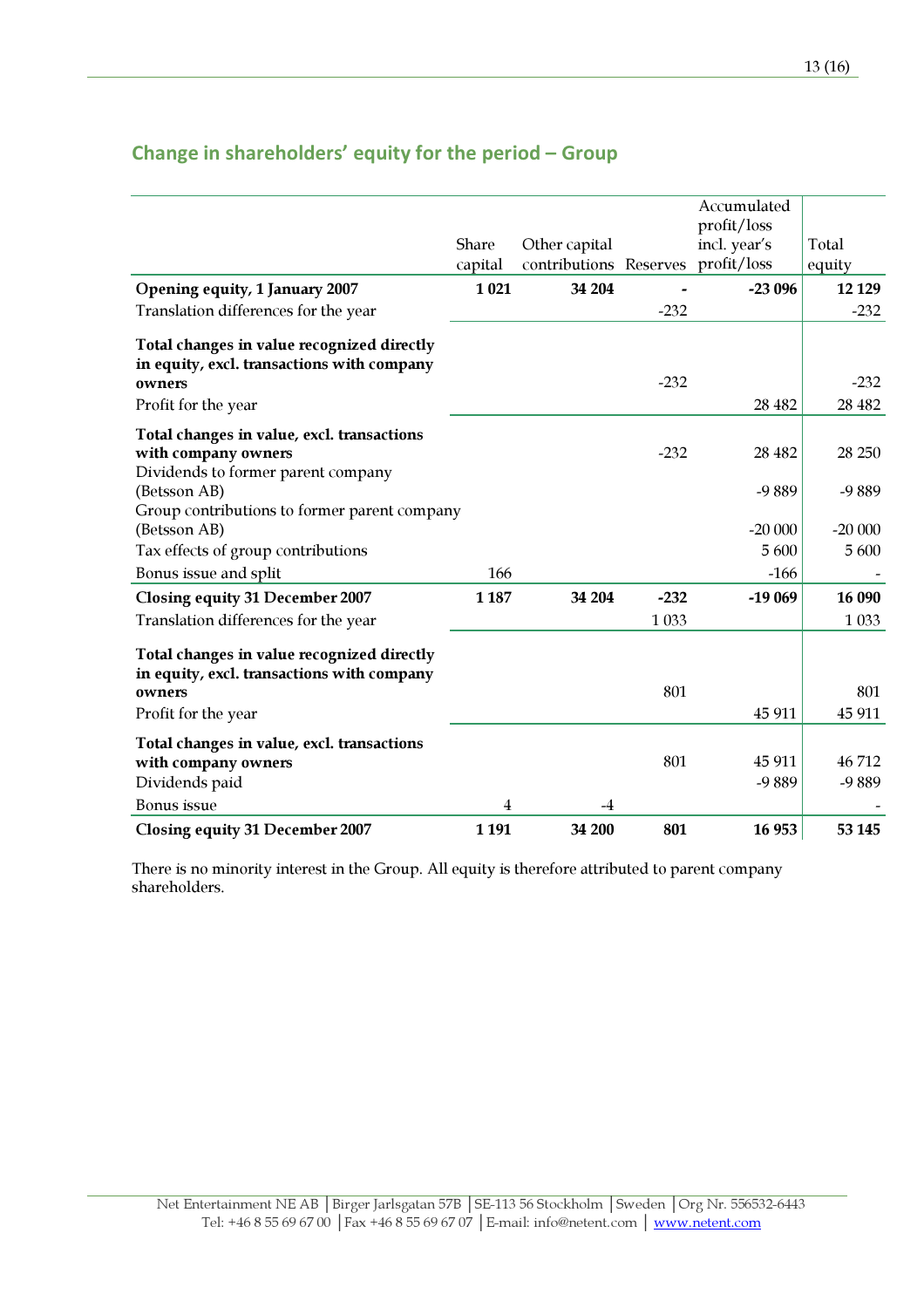## Change in shareholders' equity for the period – Group

| | Share capital | Other capital contributions | Reserves | Accumulated profit/loss incl. year's profit/loss | Total equity |
|---|---|---|---|---|---|
| **Opening equity, 1 January 2007** | **1 021** | **34 204** | **-** | **-23 096** | **12 129** |
| Translation differences for the year | | | -232 | | -232 |
| **Total changes in value recognized directly in equity, excl. transactions with company owners** | | | -232 | | -232 |
| Profit for the year | | | | 28 482 | 28 482 |
| **Total changes in value, excl. transactions with company owners** | | | -232 | 28 482 | 28 250 |
| Dividends to former parent company (Betsson AB) | | | | -9 889 | -9 889 |
| Group contributions to former parent company (Betsson AB) | | | | -20 000 | -20 000 |
| Tax effects of group contributions | | | | 5 600 | 5 600 |
| Bonus issue and split | 166 | | | -166 | - |
| **Closing equity 31 December 2007** | **1 187** | **34 204** | **-232** | **-19 069** | **16 090** |
| Translation differences for the year | | | 1 033 | | 1 033 |
| **Total changes in value recognized directly in equity, excl. transactions with company owners** | | | 801 | | 801 |
| Profit for the year | | | | 45 911 | 45 911 |
| **Total changes in value, excl. transactions with company owners** | | | 801 | 45 911 | 46 712 |
| Dividends paid | | | | -9 889 | -9 889 |
| Bonus issue | 4 | -4 | | | - |
| **Closing equity 31 December 2007** | **1 191** | **34 200** | **801** | **16 953** | **53 145** |

There is no minority interest in the Group. All equity is therefore attributed to parent company shareholders.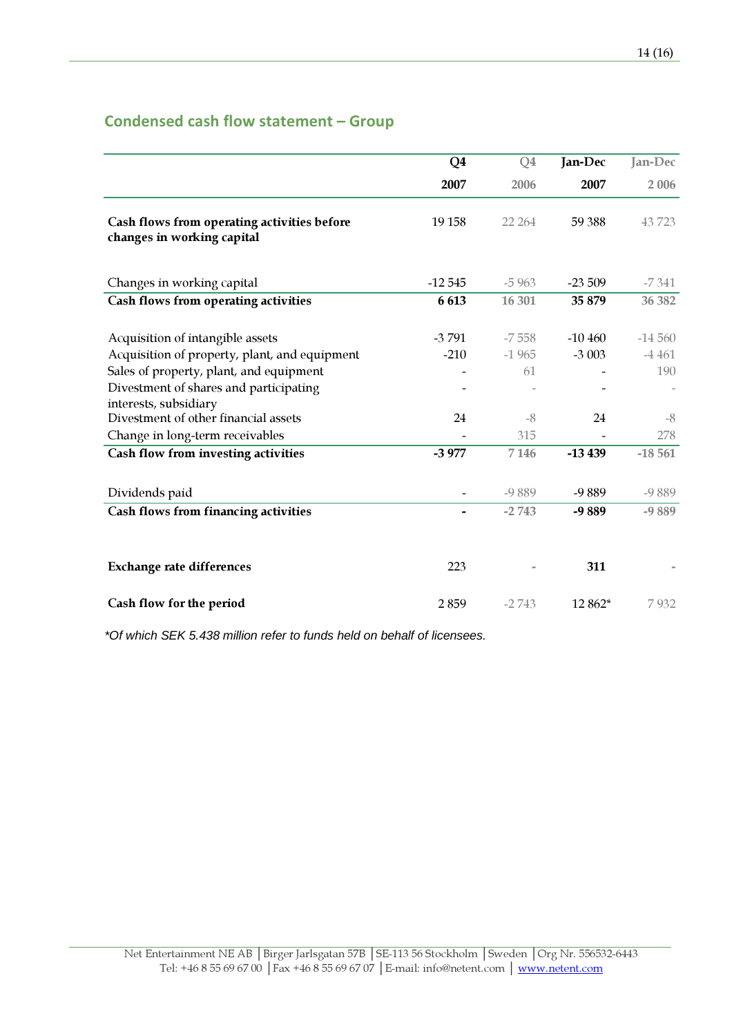## Condensed cash flow statement – Group

| | Q4 2007 | Q4 2006 | Jan-Dec 2007 | Jan-Dec 2 006 |
|---|---|---|---|---|
| **Cash flows from operating activities before changes in working capital** | 19 158 | 22 264 | 59 388 | 43 723 |
| Changes in working capital | -12 545 | -5 963 | -23 509 | -7 341 |
| **Cash flows from operating activities** | **6 613** | **16 301** | **35 879** | **36 382** |
| Acquisition of intangible assets | -3 791 | -7 558 | -10 460 | -14 560 |
| Acquisition of property, plant, and equipment | -210 | -1 965 | -3 003 | -4 461 |
| Sales of property, plant, and equipment | - | 61 | - | 190 |
| Divestment of shares and participating interests, subsidiary | - | - | - | - |
| Divestment of other financial assets | 24 | -8 | 24 | -8 |
| Change in long-term receivables | - | 315 | - | 278 |
| **Cash flow from investing activities** | **-3 977** | **7 146** | **-13 439** | **-18 561** |
| Dividends paid | - | -9 889 | -9 889 | -9 889 |
| **Cash flows from financing activities** | **-** | **-2 743** | **-9 889** | **-9 889** |
| **Exchange rate differences** | 223 | - | **311** | - |
| **Cash flow for the period** | 2 859 | -2 743 | 12 862* | 7 932 |

*\*Of which SEK 5.438 million refer to funds held on behalf of licensees.*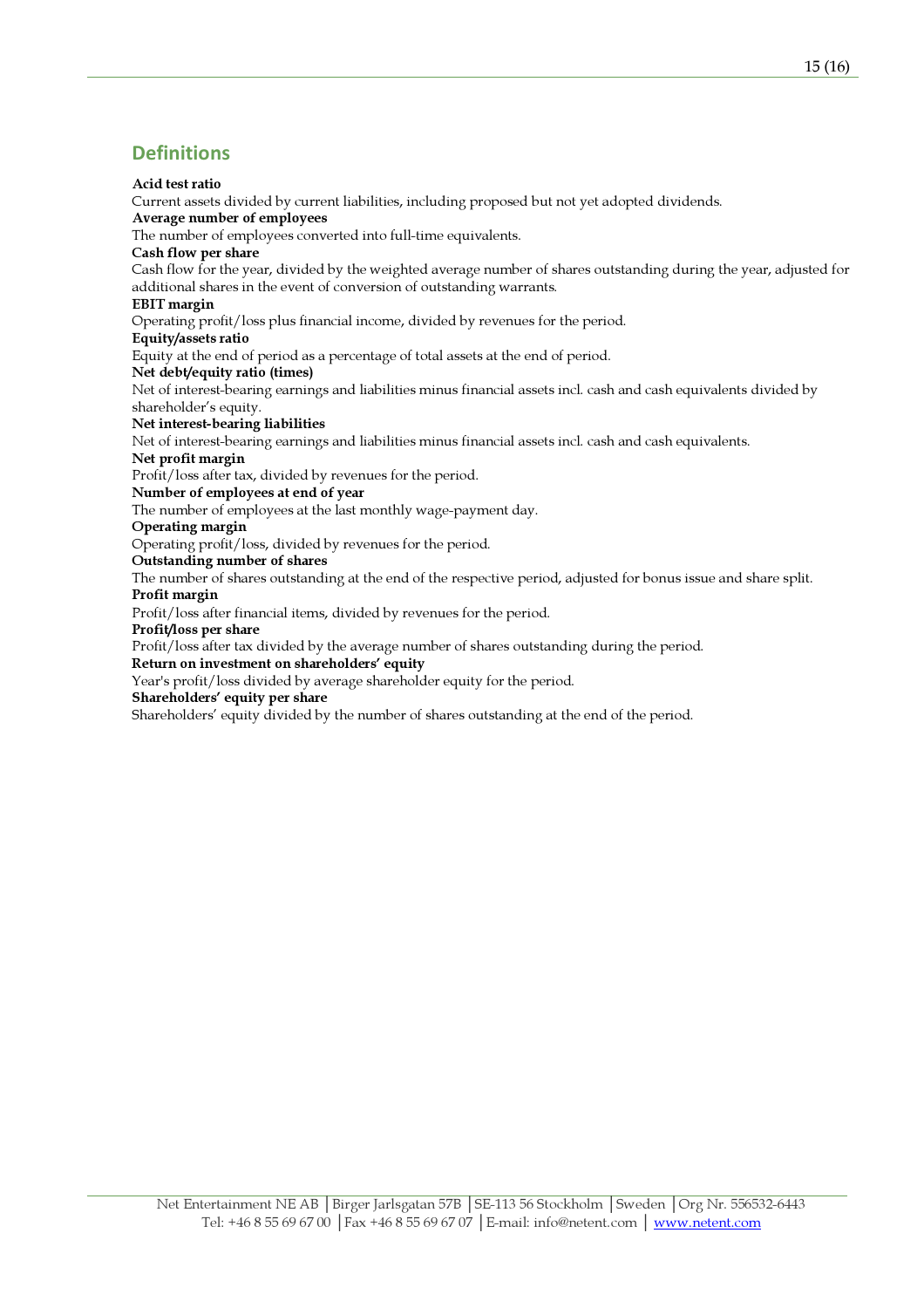## Definitions

**Acid test ratio**
Current assets divided by current liabilities, including proposed but not yet adopted dividends.

**Average number of employees**
The number of employees converted into full-time equivalents.

**Cash flow per share**
Cash flow for the year, divided by the weighted average number of shares outstanding during the year, adjusted for additional shares in the event of conversion of outstanding warrants.

**EBIT margin**
Operating profit/loss plus financial income, divided by revenues for the period.

**Equity/assets ratio**
Equity at the end of period as a percentage of total assets at the end of period.

**Net debt/equity ratio (times)**
Net of interest-bearing earnings and liabilities minus financial assets incl. cash and cash equivalents divided by shareholder's equity.

**Net interest-bearing liabilities**
Net of interest-bearing earnings and liabilities minus financial assets incl. cash and cash equivalents.

**Net profit margin**
Profit/loss after tax, divided by revenues for the period.

**Number of employees at end of year**
The number of employees at the last monthly wage-payment day.

**Operating margin**
Operating profit/loss, divided by revenues for the period.

**Outstanding number of shares**
The number of shares outstanding at the end of the respective period, adjusted for bonus issue and share split.

**Profit margin**
Profit/loss after financial items, divided by revenues for the period.

**Profit/loss per share**
Profit/loss after tax divided by the average number of shares outstanding during the period.

**Return on investment on shareholders' equity**
Year's profit/loss divided by average shareholder equity for the period.

**Shareholders' equity per share**
Shareholders' equity divided by the number of shares outstanding at the end of the period.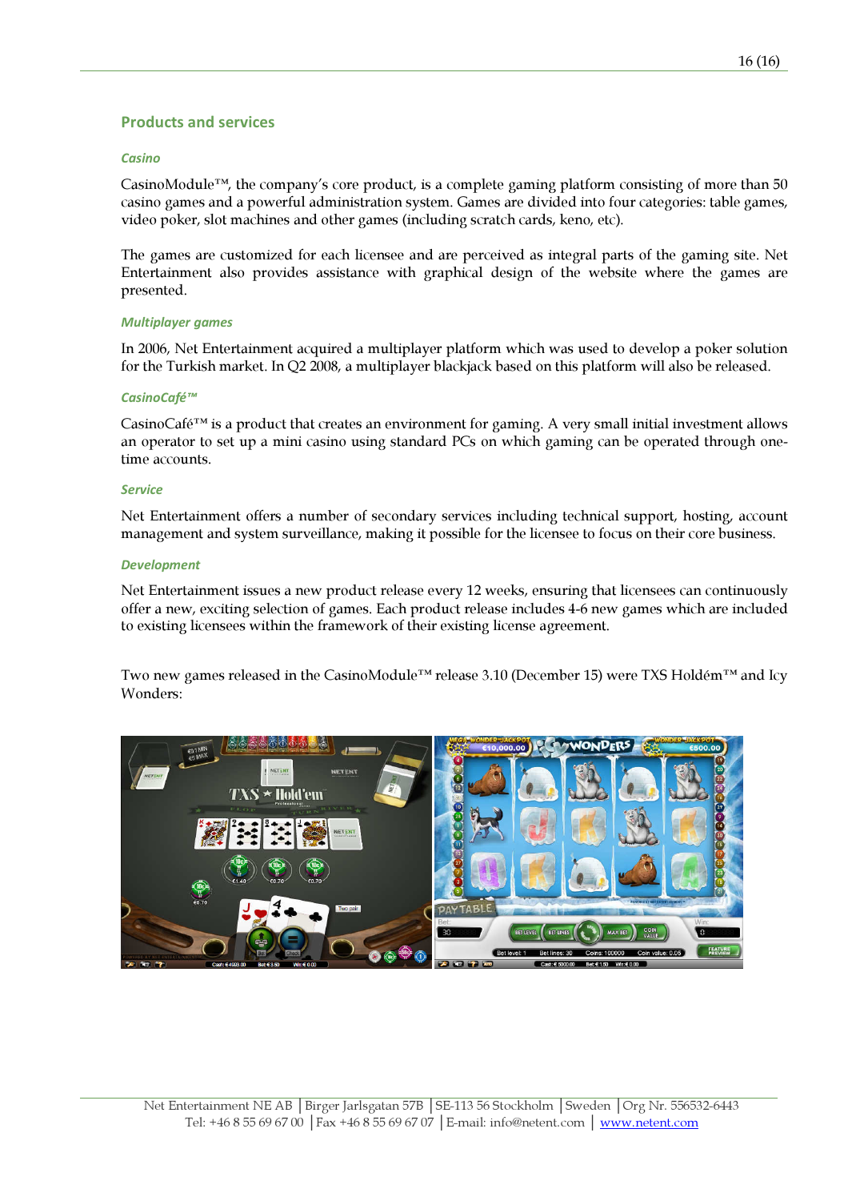## Products and services

### *Casino*

CasinoModule™, the company's core product, is a complete gaming platform consisting of more than 50 casino games and a powerful administration system. Games are divided into four categories: table games, video poker, slot machines and other games (including scratch cards, keno, etc).

The games are customized for each licensee and are perceived as integral parts of the gaming site. Net Entertainment also provides assistance with graphical design of the website where the games are presented.

### *Multiplayer games*

In 2006, Net Entertainment acquired a multiplayer platform which was used to develop a poker solution for the Turkish market. In Q2 2008, a multiplayer blackjack based on this platform will also be released.

### *CasinoCafé™*

CasinoCafé™ is a product that creates an environment for gaming. A very small initial investment allows an operator to set up a mini casino using standard PCs on which gaming can be operated through one-time accounts.

### *Service*

Net Entertainment offers a number of secondary services including technical support, hosting, account management and system surveillance, making it possible for the licensee to focus on their core business.

### *Development*

Net Entertainment issues a new product release every 12 weeks, ensuring that licensees can continuously offer a new, exciting selection of games. Each product release includes 4-6 new games which are included to existing licensees within the framework of their existing license agreement.

Two new games released in the CasinoModule™ release 3.10 (December 15) were TXS Holdém™ and Icy Wonders:

Net Entertainment NE AB | Birger Jarlsgatan 57B | SE-113 56 Stockholm | Sweden | Org Nr. 556532-6443
Tel: +46 8 55 69 67 00 | Fax +46 8 55 69 67 07 | E-mail: info@netent.com | www.netent.com